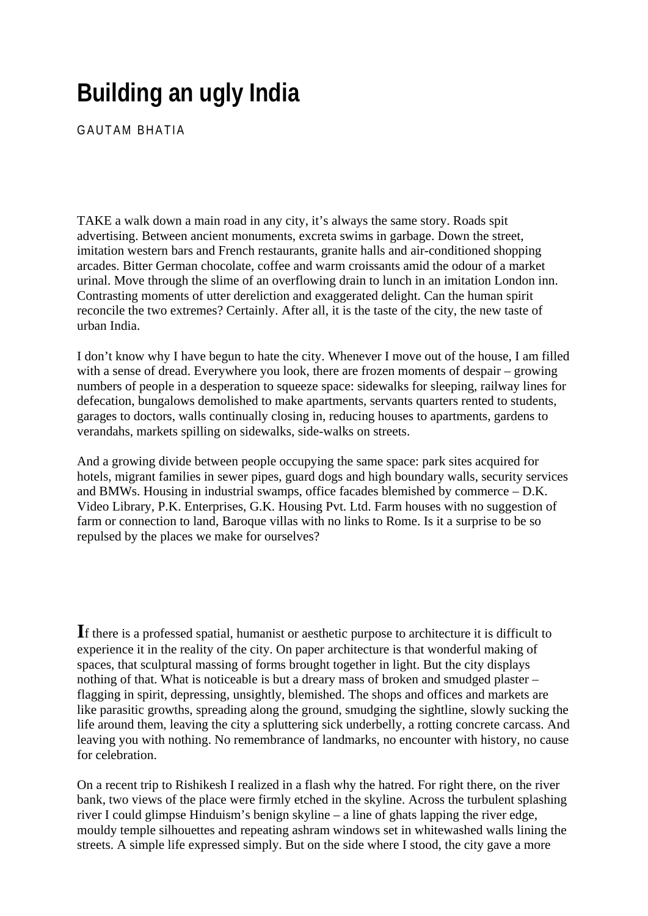# Building an ugly India

GAUTAM BHATIA

TAKE a walk down a main road in any city, it's always the same story. Roads spit advertising. Between ancient monuments, excreta swims in garbage. Down the street, imitation western bars and French restaurants, granite halls and air-conditioned shopping arcades. Bitter German chocolate, coffee and warm croissants amid the odour of a market urinal. Move through the slime of an overflowing drain to lunch in an imitation London inn. Contrasting moments of utter dereliction and exaggerated delight. Can the human spirit reconcile the two extremes? Certainly. After all, it is the taste of the city, the new taste of urban India.

I don't know why I have begun to hate the city. Whenever I move out of the house, I am filled with a sense of dread. Everywhere you look, there are frozen moments of despair – growing numbers of people in a desperation to squeeze space: sidewalks for sleeping, railway lines for defecation, bungalows demolished to make apartments, servants quarters rented to students, garages to doctors, walls continually closing in, reducing houses to apartments, gardens to verandahs, markets spilling on sidewalks, side-walks on streets.

And a growing divide between people occupying the same space: park sites acquired for hotels, migrant families in sewer pipes, guard dogs and high boundary walls, security services and BMWs. Housing in industrial swamps, office facades blemished by commerce – D.K. Video Library, P.K. Enterprises, G.K. Housing Pvt. Ltd. Farm houses with no suggestion of farm or connection to land, Baroque villas with no links to Rome. Is it a surprise to be so repulsed by the places we make for ourselves?

If there is a professed spatial, humanist or aesthetic purpose to architecture it is difficult to experience it in the reality of the city. On paper architecture is that wonderful making of spaces, that sculptural massing of forms brought together in light. But the city displays nothing of that. What is noticeable is but a dreary mass of broken and smudged plaster – flagging in spirit, depressing, unsightly, blemished. The shops and offices and markets are like parasitic growths, spreading along the ground, smudging the sightline, slowly sucking the life around them, leaving the city a spluttering sick underbelly, a rotting concrete carcass. And leaving you with nothing. No remembrance of landmarks, no encounter with history, no cause for celebration.

On a recent trip to Rishikesh I realized in a flash why the hatred. For right there, on the river bank, two views of the place were firmly etched in the skyline. Across the turbulent splashing river I could glimpse Hinduism's benign skyline – a line of ghats lapping the river edge, mouldy temple silhouettes and repeating ashram windows set in whitewashed walls lining the streets. A simple life expressed simply. But on the side where I stood, the city gave a more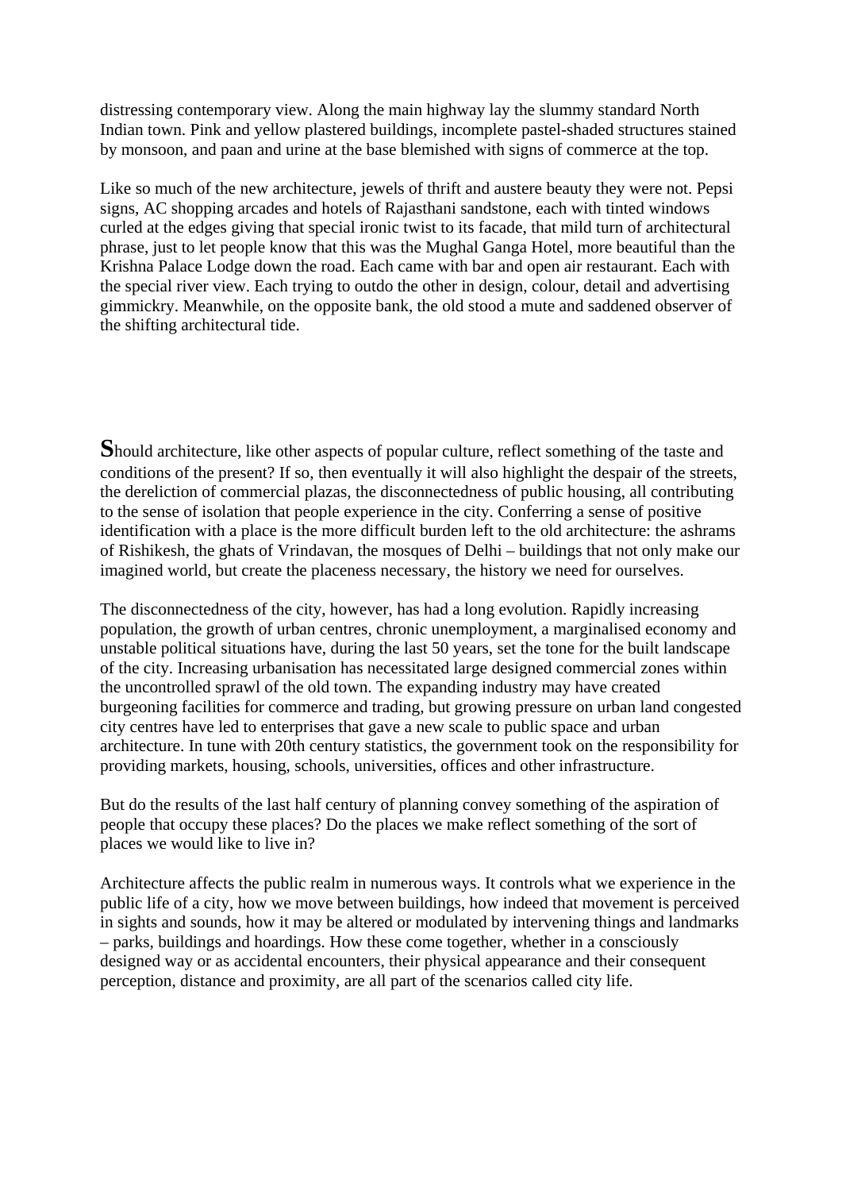distressing contemporary view. Along the main highway lay the slummy standard North Indian town. Pink and yellow plastered buildings, incomplete pastel-shaded structures stained by monsoon, and paan and urine at the base blemished with signs of commerce at the top.

Like so much of the new architecture, jewels of thrift and austere beauty they were not. Pepsi signs, AC shopping arcades and hotels of Rajasthani sandstone, each with tinted windows curled at the edges giving that special ironic twist to its facade, that mild turn of architectural phrase, just to let people know that this was the Mughal Ganga Hotel, more beautiful than the Krishna Palace Lodge down the road. Each came with bar and open air restaurant. Each with the special river view. Each trying to outdo the other in design, colour, detail and advertising gimmickry. Meanwhile, on the opposite bank, the old stood a mute and saddened observer of the shifting architectural tide.

**S**hould architecture, like other aspects of popular culture, reflect something of the taste and conditions of the present? If so, then eventually it will also highlight the despair of the streets, the dereliction of commercial plazas, the disconnectedness of public housing, all contributing to the sense of isolation that people experience in the city. Conferring a sense of positive identification with a place is the more difficult burden left to the old architecture: the ashrams of Rishikesh, the ghats of Vrindavan, the mosques of Delhi – buildings that not only make our imagined world, but create the placeness necessary, the history we need for ourselves.

The disconnectedness of the city, however, has had a long evolution. Rapidly increasing population, the growth of urban centres, chronic unemployment, a marginalised economy and unstable political situations have, during the last 50 years, set the tone for the built landscape of the city. Increasing urbanisation has necessitated large designed commercial zones within the uncontrolled sprawl of the old town. The expanding industry may have created burgeoning facilities for commerce and trading, but growing pressure on urban land congested city centres have led to enterprises that gave a new scale to public space and urban architecture. In tune with 20th century statistics, the government took on the responsibility for providing markets, housing, schools, universities, offices and other infrastructure.

But do the results of the last half century of planning convey something of the aspiration of people that occupy these places? Do the places we make reflect something of the sort of places we would like to live in?

Architecture affects the public realm in numerous ways. It controls what we experience in the public life of a city, how we move between buildings, how indeed that movement is perceived in sights and sounds, how it may be altered or modulated by intervening things and landmarks – parks, buildings and hoardings. How these come together, whether in a consciously designed way or as accidental encounters, their physical appearance and their consequent perception, distance and proximity, are all part of the scenarios called city life.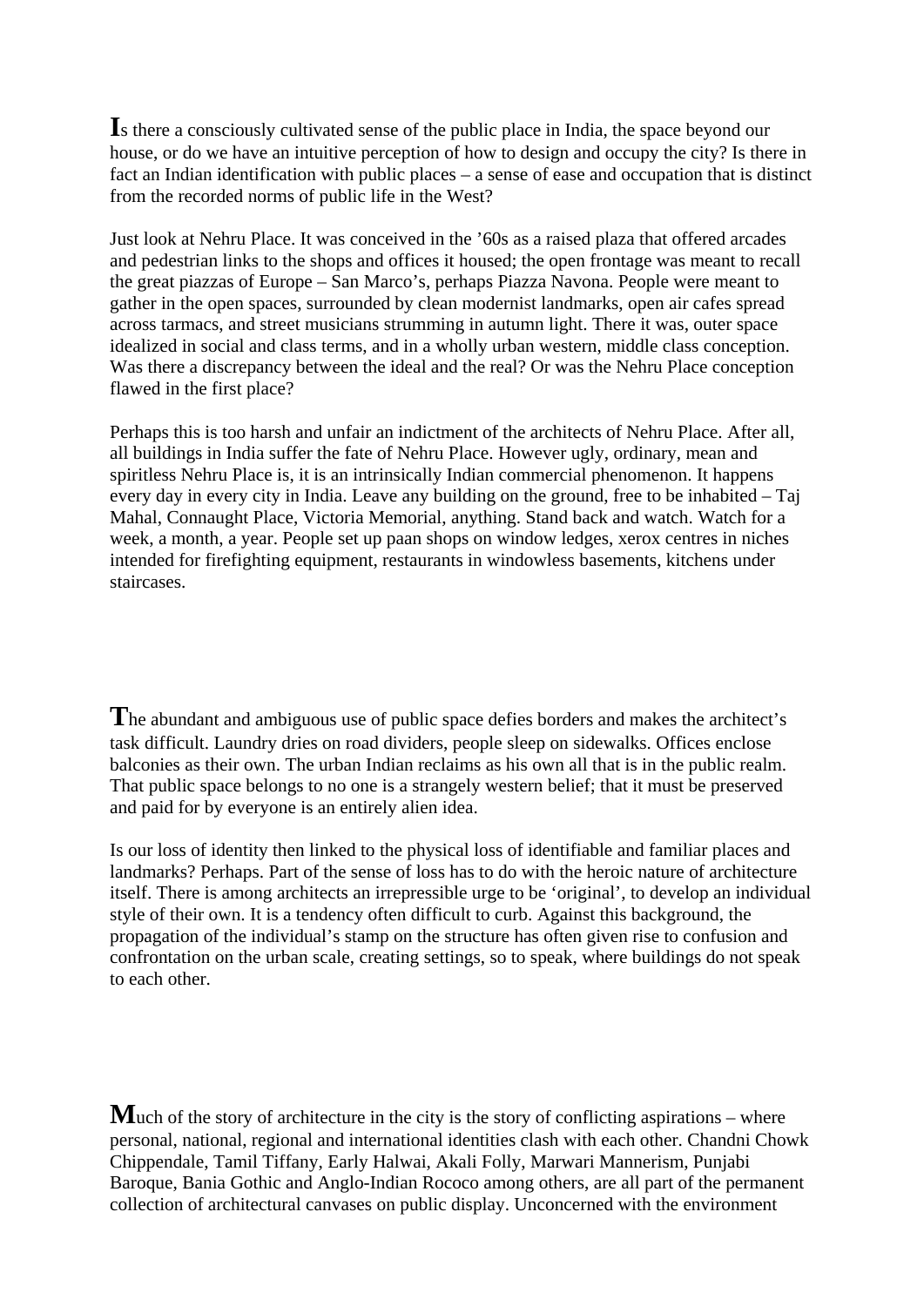**I**s there a consciously cultivated sense of the public place in India, the space beyond our house, or do we have an intuitive perception of how to design and occupy the city? Is there in fact an Indian identification with public places – a sense of ease and occupation that is distinct from the recorded norms of public life in the West?

Just look at Nehru Place. It was conceived in the '60s as a raised plaza that offered arcades and pedestrian links to the shops and offices it housed; the open frontage was meant to recall the great piazzas of Europe – San Marco's, perhaps Piazza Navona. People were meant to gather in the open spaces, surrounded by clean modernist landmarks, open air cafes spread across tarmacs, and street musicians strumming in autumn light. There it was, outer space idealized in social and class terms, and in a wholly urban western, middle class conception. Was there a discrepancy between the ideal and the real? Or was the Nehru Place conception flawed in the first place?

Perhaps this is too harsh and unfair an indictment of the architects of Nehru Place. After all, all buildings in India suffer the fate of Nehru Place. However ugly, ordinary, mean and spiritless Nehru Place is, it is an intrinsically Indian commercial phenomenon. It happens every day in every city in India. Leave any building on the ground, free to be inhabited – Taj Mahal, Connaught Place, Victoria Memorial, anything. Stand back and watch. Watch for a week, a month, a year. People set up paan shops on window ledges, xerox centres in niches intended for firefighting equipment, restaurants in windowless basements, kitchens under staircases.

**T**he abundant and ambiguous use of public space defies borders and makes the architect's task difficult. Laundry dries on road dividers, people sleep on sidewalks. Offices enclose balconies as their own. The urban Indian reclaims as his own all that is in the public realm. That public space belongs to no one is a strangely western belief; that it must be preserved and paid for by everyone is an entirely alien idea.

Is our loss of identity then linked to the physical loss of identifiable and familiar places and landmarks? Perhaps. Part of the sense of loss has to do with the heroic nature of architecture itself. There is among architects an irrepressible urge to be 'original', to develop an individual style of their own. It is a tendency often difficult to curb. Against this background, the propagation of the individual's stamp on the structure has often given rise to confusion and confrontation on the urban scale, creating settings, so to speak, where buildings do not speak to each other.

**M**uch of the story of architecture in the city is the story of conflicting aspirations – where personal, national, regional and international identities clash with each other. Chandni Chowk Chippendale, Tamil Tiffany, Early Halwai, Akali Folly, Marwari Mannerism, Punjabi Baroque, Bania Gothic and Anglo-Indian Rococo among others, are all part of the permanent collection of architectural canvases on public display. Unconcerned with the environment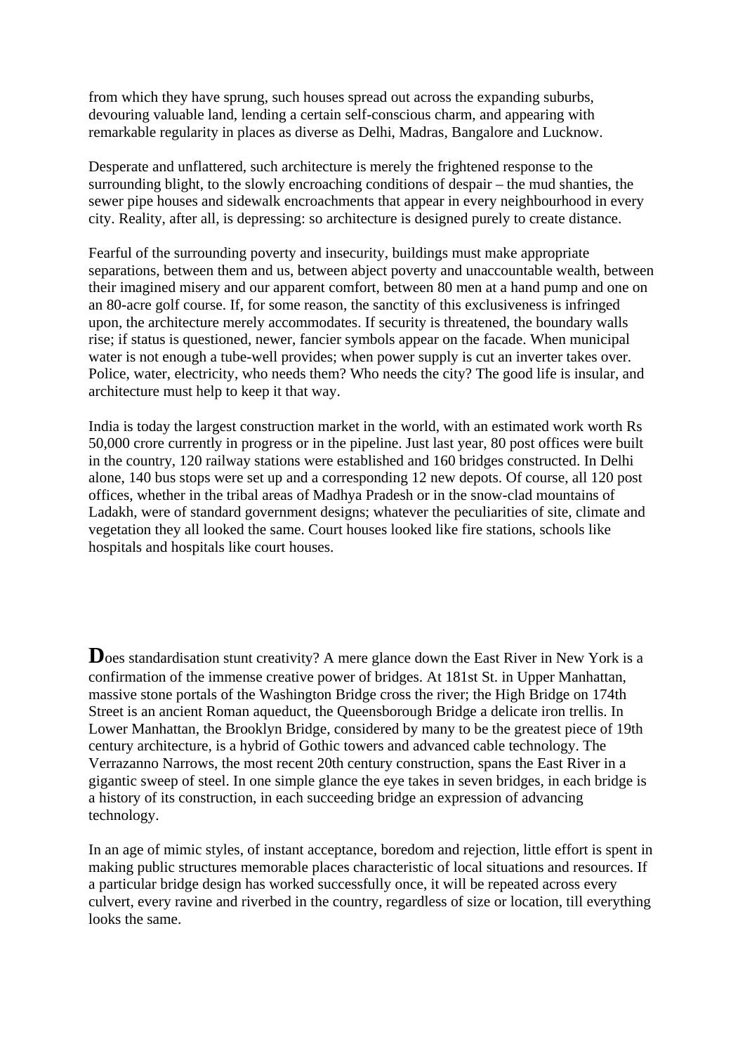from which they have sprung, such houses spread out across the expanding suburbs, devouring valuable land, lending a certain self-conscious charm, and appearing with remarkable regularity in places as diverse as Delhi, Madras, Bangalore and Lucknow.

Desperate and unflattered, such architecture is merely the frightened response to the surrounding blight, to the slowly encroaching conditions of despair – the mud shanties, the sewer pipe houses and sidewalk encroachments that appear in every neighbourhood in every city. Reality, after all, is depressing: so architecture is designed purely to create distance.

Fearful of the surrounding poverty and insecurity, buildings must make appropriate separations, between them and us, between abject poverty and unaccountable wealth, between their imagined misery and our apparent comfort, between 80 men at a hand pump and one on an 80-acre golf course. If, for some reason, the sanctity of this exclusiveness is infringed upon, the architecture merely accommodates. If security is threatened, the boundary walls rise; if status is questioned, newer, fancier symbols appear on the facade. When municipal water is not enough a tube-well provides; when power supply is cut an inverter takes over. Police, water, electricity, who needs them? Who needs the city? The good life is insular, and architecture must help to keep it that way.

India is today the largest construction market in the world, with an estimated work worth Rs 50,000 crore currently in progress or in the pipeline. Just last year, 80 post offices were built in the country, 120 railway stations were established and 160 bridges constructed. In Delhi alone, 140 bus stops were set up and a corresponding 12 new depots. Of course, all 120 post offices, whether in the tribal areas of Madhya Pradesh or in the snow-clad mountains of Ladakh, were of standard government designs; whatever the peculiarities of site, climate and vegetation they all looked the same. Court houses looked like fire stations, schools like hospitals and hospitals like court houses.

**D**oes standardisation stunt creativity? A mere glance down the East River in New York is a confirmation of the immense creative power of bridges. At 181st St. in Upper Manhattan, massive stone portals of the Washington Bridge cross the river; the High Bridge on 174th Street is an ancient Roman aqueduct, the Queensborough Bridge a delicate iron trellis. In Lower Manhattan, the Brooklyn Bridge, considered by many to be the greatest piece of 19th century architecture, is a hybrid of Gothic towers and advanced cable technology. The Verrazanno Narrows, the most recent 20th century construction, spans the East River in a gigantic sweep of steel. In one simple glance the eye takes in seven bridges, in each bridge is a history of its construction, in each succeeding bridge an expression of advancing technology.

In an age of mimic styles, of instant acceptance, boredom and rejection, little effort is spent in making public structures memorable places characteristic of local situations and resources. If a particular bridge design has worked successfully once, it will be repeated across every culvert, every ravine and riverbed in the country, regardless of size or location, till everything looks the same.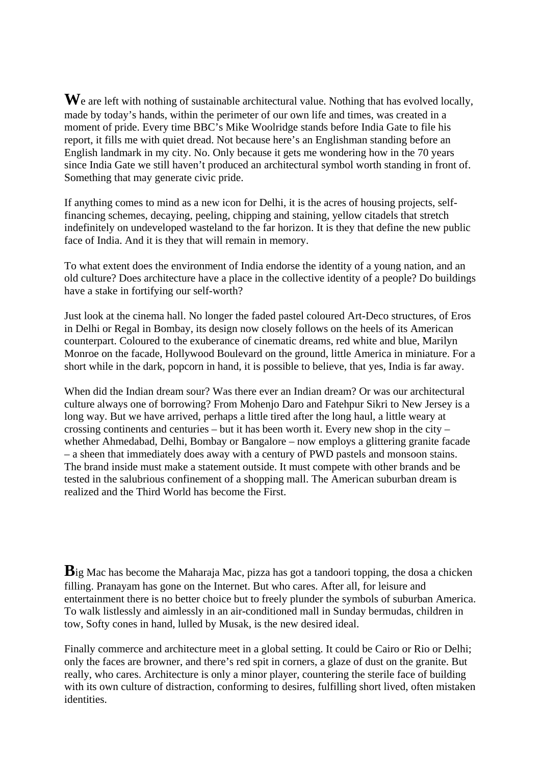We are left with nothing of sustainable architectural value. Nothing that has evolved locally, made by today's hands, within the perimeter of our own life and times, was created in a moment of pride. Every time BBC's Mike Woolridge stands before India Gate to file his report, it fills me with quiet dread. Not because here's an Englishman standing before an English landmark in my city. No. Only because it gets me wondering how in the 70 years since India Gate we still haven't produced an architectural symbol worth standing in front of. Something that may generate civic pride.

If anything comes to mind as a new icon for Delhi, it is the acres of housing projects, self-financing schemes, decaying, peeling, chipping and staining, yellow citadels that stretch indefinitely on undeveloped wasteland to the far horizon. It is they that define the new public face of India. And it is they that will remain in memory.

To what extent does the environment of India endorse the identity of a young nation, and an old culture? Does architecture have a place in the collective identity of a people? Do buildings have a stake in fortifying our self-worth?

Just look at the cinema hall. No longer the faded pastel coloured Art-Deco structures, of Eros in Delhi or Regal in Bombay, its design now closely follows on the heels of its American counterpart. Coloured to the exuberance of cinematic dreams, red white and blue, Marilyn Monroe on the facade, Hollywood Boulevard on the ground, little America in miniature. For a short while in the dark, popcorn in hand, it is possible to believe, that yes, India is far away.

When did the Indian dream sour? Was there ever an Indian dream? Or was our architectural culture always one of borrowing? From Mohenjo Daro and Fatehpur Sikri to New Jersey is a long way. But we have arrived, perhaps a little tired after the long haul, a little weary at crossing continents and centuries – but it has been worth it. Every new shop in the city – whether Ahmedabad, Delhi, Bombay or Bangalore – now employs a glittering granite facade – a sheen that immediately does away with a century of PWD pastels and monsoon stains. The brand inside must make a statement outside. It must compete with other brands and be tested in the salubrious confinement of a shopping mall. The American suburban dream is realized and the Third World has become the First.

Big Mac has become the Maharaja Mac, pizza has got a tandoori topping, the dosa a chicken filling. Pranayam has gone on the Internet. But who cares. After all, for leisure and entertainment there is no better choice but to freely plunder the symbols of suburban America. To walk listlessly and aimlessly in an air-conditioned mall in Sunday bermudas, children in tow, Softy cones in hand, lulled by Musak, is the new desired ideal.

Finally commerce and architecture meet in a global setting. It could be Cairo or Rio or Delhi; only the faces are browner, and there's red spit in corners, a glaze of dust on the granite. But really, who cares. Architecture is only a minor player, countering the sterile face of building with its own culture of distraction, conforming to desires, fulfilling short lived, often mistaken identities.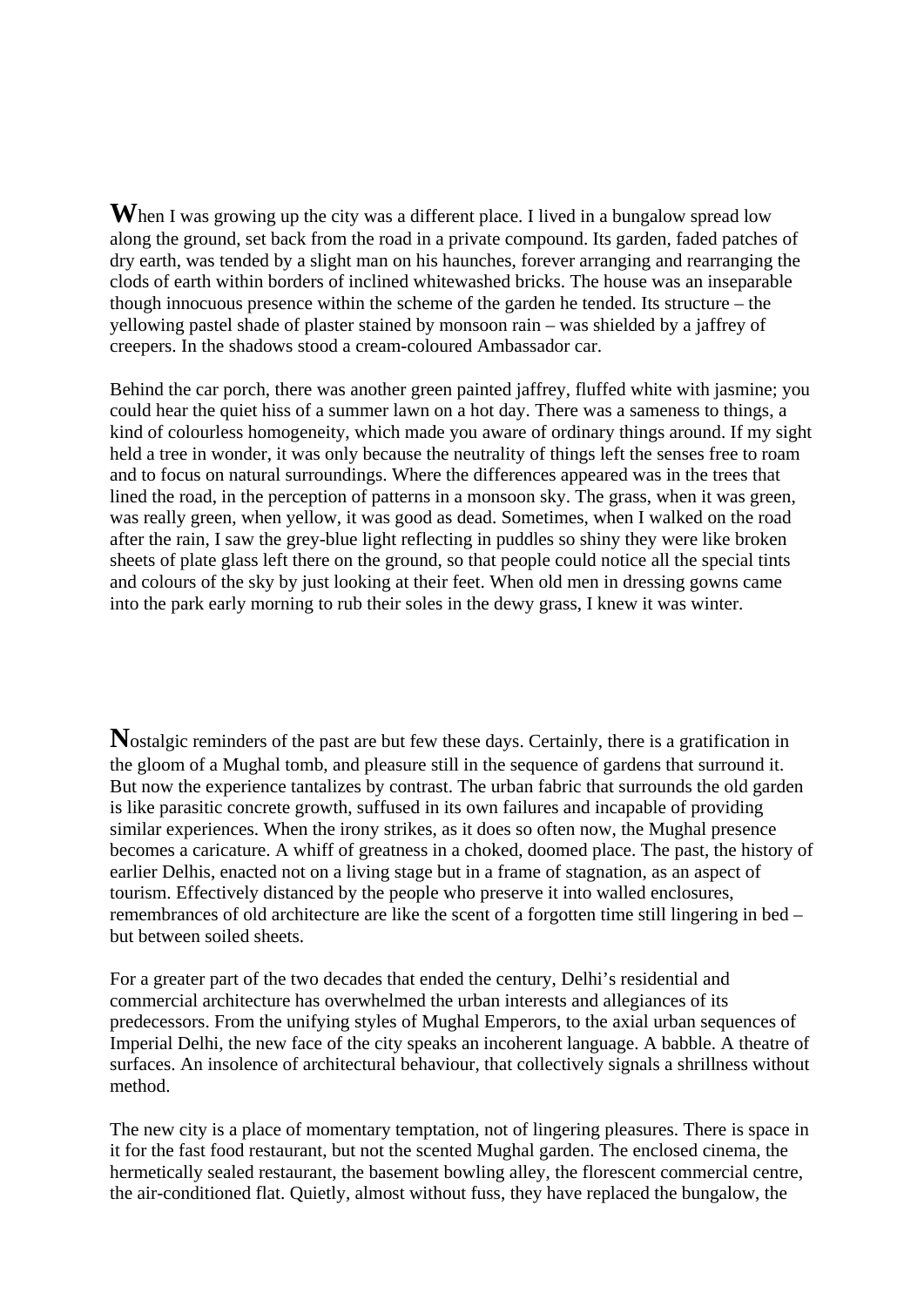When I was growing up the city was a different place. I lived in a bungalow spread low along the ground, set back from the road in a private compound. Its garden, faded patches of dry earth, was tended by a slight man on his haunches, forever arranging and rearranging the clods of earth within borders of inclined whitewashed bricks. The house was an inseparable though innocuous presence within the scheme of the garden he tended. Its structure – the yellowing pastel shade of plaster stained by monsoon rain – was shielded by a jaffrey of creepers. In the shadows stood a cream-coloured Ambassador car.

Behind the car porch, there was another green painted jaffrey, fluffed white with jasmine; you could hear the quiet hiss of a summer lawn on a hot day. There was a sameness to things, a kind of colourless homogeneity, which made you aware of ordinary things around. If my sight held a tree in wonder, it was only because the neutrality of things left the senses free to roam and to focus on natural surroundings. Where the differences appeared was in the trees that lined the road, in the perception of patterns in a monsoon sky. The grass, when it was green, was really green, when yellow, it was good as dead. Sometimes, when I walked on the road after the rain, I saw the grey-blue light reflecting in puddles so shiny they were like broken sheets of plate glass left there on the ground, so that people could notice all the special tints and colours of the sky by just looking at their feet. When old men in dressing gowns came into the park early morning to rub their soles in the dewy grass, I knew it was winter.

Nostalgic reminders of the past are but few these days. Certainly, there is a gratification in the gloom of a Mughal tomb, and pleasure still in the sequence of gardens that surround it. But now the experience tantalizes by contrast. The urban fabric that surrounds the old garden is like parasitic concrete growth, suffused in its own failures and incapable of providing similar experiences. When the irony strikes, as it does so often now, the Mughal presence becomes a caricature. A whiff of greatness in a choked, doomed place. The past, the history of earlier Delhis, enacted not on a living stage but in a frame of stagnation, as an aspect of tourism. Effectively distanced by the people who preserve it into walled enclosures, remembrances of old architecture are like the scent of a forgotten time still lingering in bed – but between soiled sheets.

For a greater part of the two decades that ended the century, Delhi's residential and commercial architecture has overwhelmed the urban interests and allegiances of its predecessors. From the unifying styles of Mughal Emperors, to the axial urban sequences of Imperial Delhi, the new face of the city speaks an incoherent language. A babble. A theatre of surfaces. An insolence of architectural behaviour, that collectively signals a shrillness without method.

The new city is a place of momentary temptation, not of lingering pleasures. There is space in it for the fast food restaurant, but not the scented Mughal garden. The enclosed cinema, the hermetically sealed restaurant, the basement bowling alley, the florescent commercial centre, the air-conditioned flat. Quietly, almost without fuss, they have replaced the bungalow, the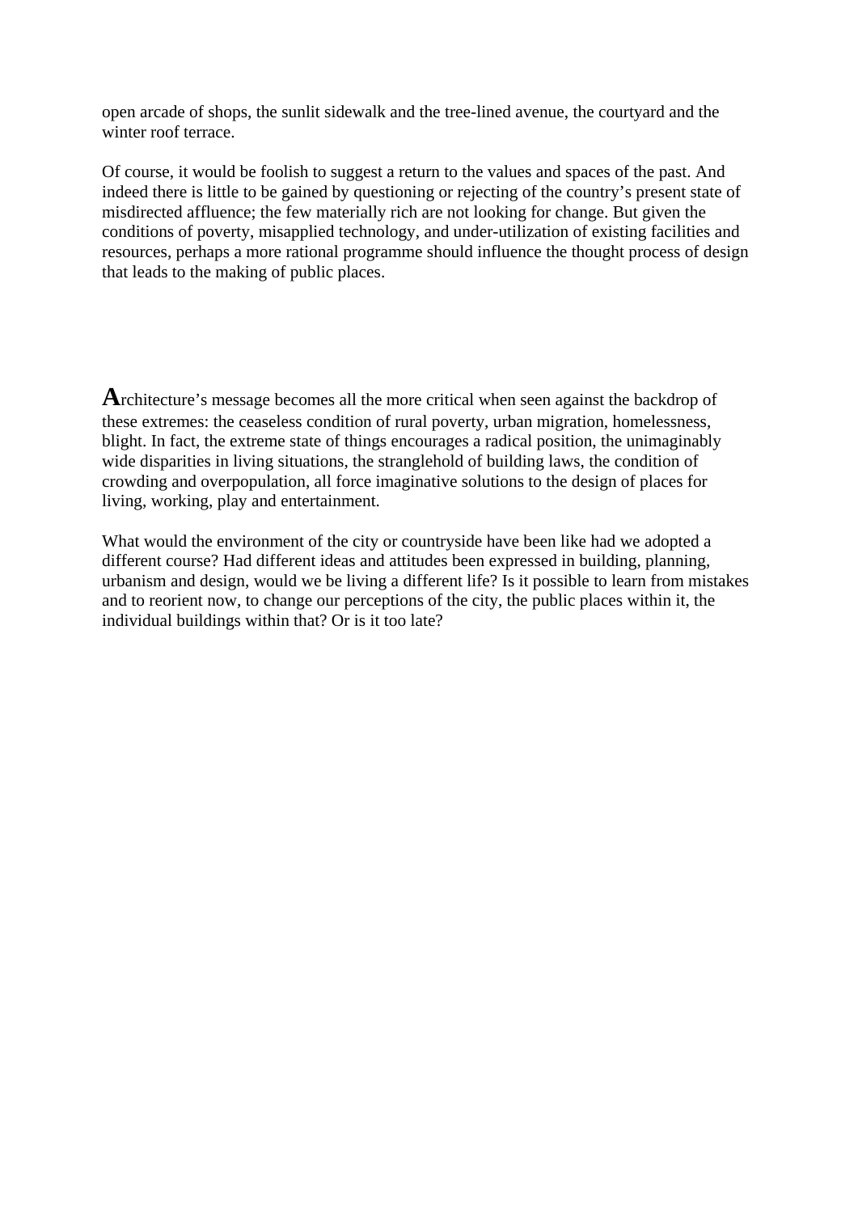open arcade of shops, the sunlit sidewalk and the tree-lined avenue, the courtyard and the winter roof terrace.

Of course, it would be foolish to suggest a return to the values and spaces of the past. And indeed there is little to be gained by questioning or rejecting of the country's present state of misdirected affluence; the few materially rich are not looking for change. But given the conditions of poverty, misapplied technology, and under-utilization of existing facilities and resources, perhaps a more rational programme should influence the thought process of design that leads to the making of public places.

**A**rchitecture's message becomes all the more critical when seen against the backdrop of these extremes: the ceaseless condition of rural poverty, urban migration, homelessness, blight. In fact, the extreme state of things encourages a radical position, the unimaginably wide disparities in living situations, the stranglehold of building laws, the condition of crowding and overpopulation, all force imaginative solutions to the design of places for living, working, play and entertainment.

What would the environment of the city or countryside have been like had we adopted a different course? Had different ideas and attitudes been expressed in building, planning, urbanism and design, would we be living a different life? Is it possible to learn from mistakes and to reorient now, to change our perceptions of the city, the public places within it, the individual buildings within that? Or is it too late?